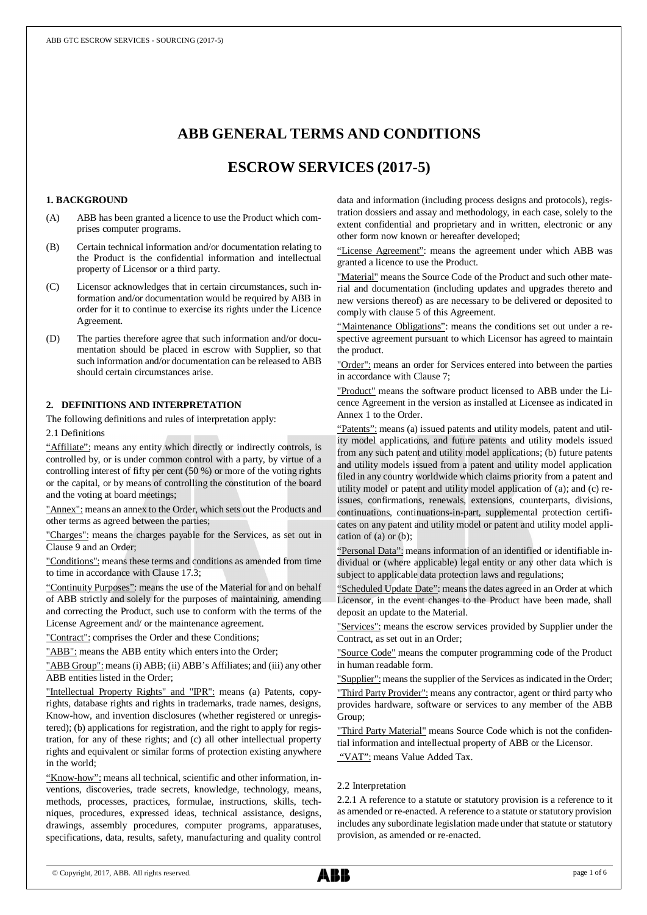# ABB GENERAL TERMS AND CONDITIONS

# ESCROW SERVICES (2017-5)

## 1. BACKGROUND

(A) ABB has been granted a licence to use the Product which comprises computer programs.

(B) Certain technical information and/or documentation relating to the Product is the confidential information and intellectual property of Licensor or a third party.

(C) Licensor acknowledges that in certain circumstances, such information and/or documentation would be required by ABB in order for it to continue to exercise its rights under the Licence Agreement.

(D) The parties therefore agree that such information and/or documentation should be placed in escrow with Supplier, so that such information and/or documentation can be released to ABB should certain circumstances arise.

## 2. DEFINITIONS AND INTERPRETATION

The following definitions and rules of interpretation apply:

2.1 Definitions

"Affiliate": means any entity which directly or indirectly controls, is controlled by, or is under common control with a party, by virtue of a controlling interest of fifty per cent (50 %) or more of the voting rights or the capital, or by means of controlling the constitution of the board and the voting at board meetings;

"Annex": means an annex to the Order, which sets out the Products and other terms as agreed between the parties;

"Charges": means the charges payable for the Services, as set out in Clause 9 and an Order;

"Conditions": means these terms and conditions as amended from time to time in accordance with Clause 17.3;

"Continuity Purposes": means the use of the Material for and on behalf of ABB strictly and solely for the purposes of maintaining, amending and correcting the Product, such use to conform with the terms of the License Agreement and/ or the maintenance agreement.

"Contract": comprises the Order and these Conditions;

"ABB": means the ABB entity which enters into the Order;

"ABB Group": means (i) ABB; (ii) ABB's Affiliates; and (iii) any other ABB entities listed in the Order;

"Intellectual Property Rights" and "IPR": means (a) Patents, copyrights, database rights and rights in trademarks, trade names, designs, Know-how, and invention disclosures (whether registered or unregistered); (b) applications for registration, and the right to apply for registration, for any of these rights; and (c) all other intellectual property rights and equivalent or similar forms of protection existing anywhere in the world;

"Know-how": means all technical, scientific and other information, inventions, discoveries, trade secrets, knowledge, technology, means, methods, processes, practices, formulae, instructions, skills, techniques, procedures, expressed ideas, technical assistance, designs, drawings, assembly procedures, computer programs, apparatuses, specifications, data, results, safety, manufacturing and quality control data and information (including process designs and protocols), registration dossiers and assay and methodology, in each case, solely to the extent confidential and proprietary and in written, electronic or any other form now known or hereafter developed;

"License Agreement": means the agreement under which ABB was granted a licence to use the Product.

"Material" means the Source Code of the Product and such other material and documentation (including updates and upgrades thereto and new versions thereof) as are necessary to be delivered or deposited to comply with clause 5 of this Agreement.

"Maintenance Obligations": means the conditions set out under a respective agreement pursuant to which Licensor has agreed to maintain the product.

"Order": means an order for Services entered into between the parties in accordance with Clause 7;

"Product" means the software product licensed to ABB under the Licence Agreement in the version as installed at Licensee as indicated in Annex 1 to the Order.

"Patents": means (a) issued patents and utility models, patent and utility model applications, and future patents and utility models issued from any such patent and utility model applications; (b) future patents and utility models issued from a patent and utility model application filed in any country worldwide which claims priority from a patent and utility model or patent and utility model application of (a); and (c) reissues, confirmations, renewals, extensions, counterparts, divisions, continuations, continuations-in-part, supplemental protection certificates on any patent and utility model or patent and utility model application of (a) or (b);

"Personal Data": means information of an identified or identifiable individual or (where applicable) legal entity or any other data which is subject to applicable data protection laws and regulations;

"Scheduled Update Date": means the dates agreed in an Order at which Licensor, in the event changes to the Product have been made, shall deposit an update to the Material.

"Services": means the escrow services provided by Supplier under the Contract, as set out in an Order;

"Source Code" means the computer programming code of the Product in human readable form.

"Supplier": means the supplier of the Services as indicated in the Order;

"Third Party Provider": means any contractor, agent or third party who provides hardware, software or services to any member of the ABB Group;

"Third Party Material" means Source Code which is not the confidential information and intellectual property of ABB or the Licensor.

"VAT": means Value Added Tax.

2.2 Interpretation

2.2.1 A reference to a statute or statutory provision is a reference to it as amended or re-enacted. A reference to a statute or statutory provision includes any subordinate legislation made under that statute or statutory provision, as amended or re-enacted.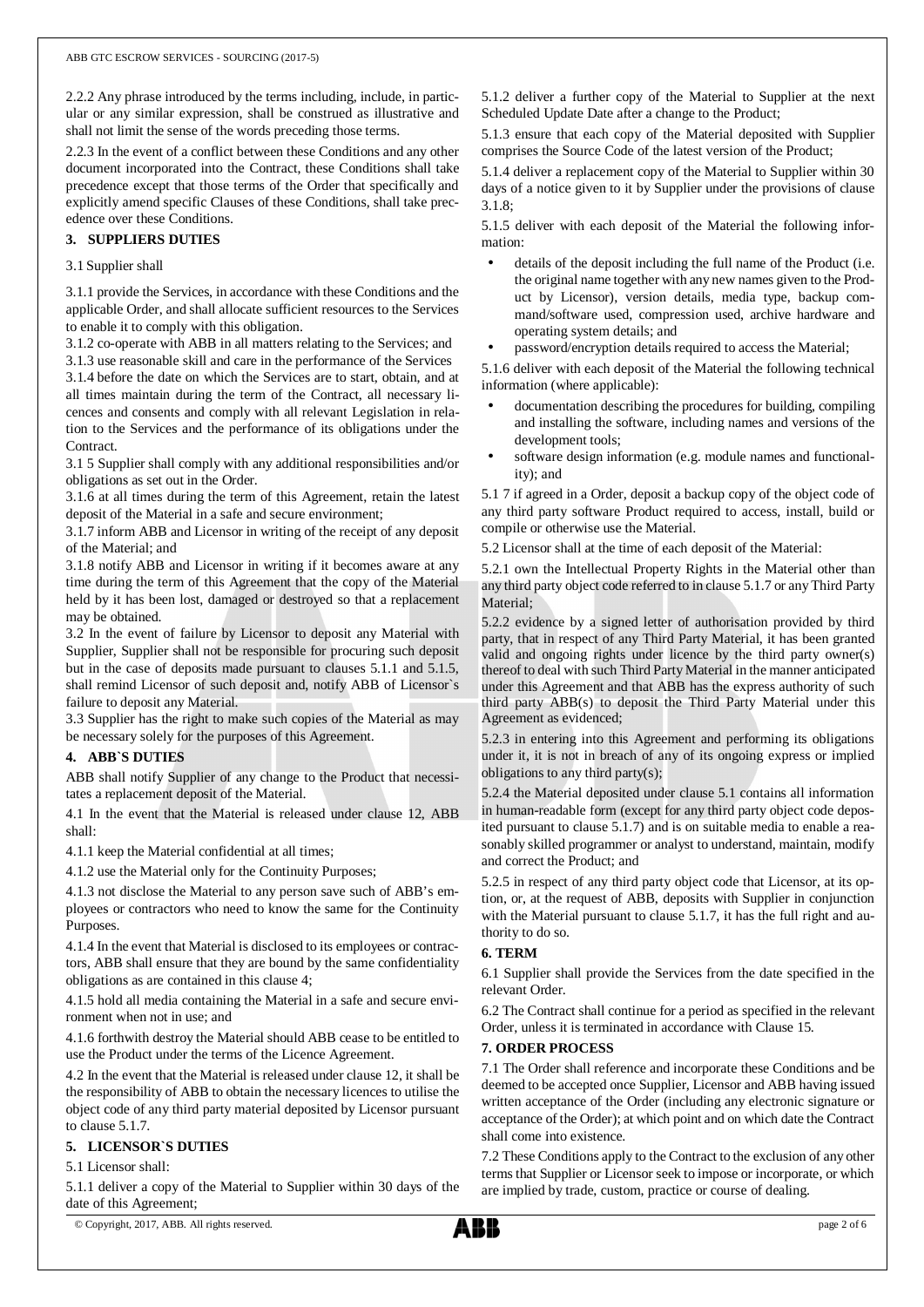2.2.2 Any phrase introduced by the terms including, include, in particular or any similar expression, shall be construed as illustrative and shall not limit the sense of the words preceding those terms.

2.2.3 In the event of a conflict between these Conditions and any other document incorporated into the Contract, these Conditions shall take precedence except that those terms of the Order that specifically and explicitly amend specific Clauses of these Conditions, shall take precedence over these Conditions.

## 3. SUPPLIERS DUTIES

3.1 Supplier shall

3.1.1 provide the Services, in accordance with these Conditions and the applicable Order, and shall allocate sufficient resources to the Services to enable it to comply with this obligation.

3.1.2 co-operate with ABB in all matters relating to the Services; and

3.1.3 use reasonable skill and care in the performance of the Services

3.1.4 before the date on which the Services are to start, obtain, and at all times maintain during the term of the Contract, all necessary licences and consents and comply with all relevant Legislation in relation to the Services and the performance of its obligations under the Contract.

3.1 5 Supplier shall comply with any additional responsibilities and/or obligations as set out in the Order.

3.1.6 at all times during the term of this Agreement, retain the latest deposit of the Material in a safe and secure environment;

3.1.7 inform ABB and Licensor in writing of the receipt of any deposit of the Material; and

3.1.8 notify ABB and Licensor in writing if it becomes aware at any time during the term of this Agreement that the copy of the Material held by it has been lost, damaged or destroyed so that a replacement may be obtained.

3.2 In the event of failure by Licensor to deposit any Material with Supplier, Supplier shall not be responsible for procuring such deposit but in the case of deposits made pursuant to clauses 5.1.1 and 5.1.5, shall remind Licensor of such deposit and, notify ABB of Licensor`s failure to deposit any Material.

3.3 Supplier has the right to make such copies of the Material as may be necessary solely for the purposes of this Agreement.

## 4. ABB`S DUTIES

ABB shall notify Supplier of any change to the Product that necessitates a replacement deposit of the Material.

4.1 In the event that the Material is released under clause 12, ABB shall:

4.1.1 keep the Material confidential at all times;

4.1.2 use the Material only for the Continuity Purposes;

4.1.3 not disclose the Material to any person save such of ABB's employees or contractors who need to know the same for the Continuity Purposes.

4.1.4 In the event that Material is disclosed to its employees or contractors, ABB shall ensure that they are bound by the same confidentiality obligations as are contained in this clause 4;

4.1.5 hold all media containing the Material in a safe and secure environment when not in use; and

4.1.6 forthwith destroy the Material should ABB cease to be entitled to use the Product under the terms of the Licence Agreement.

4.2 In the event that the Material is released under clause 12, it shall be the responsibility of ABB to obtain the necessary licences to utilise the object code of any third party material deposited by Licensor pursuant to clause 5.1.7.

## 5. LICENSOR`S DUTIES

5.1 Licensor shall:

5.1.1 deliver a copy of the Material to Supplier within 30 days of the date of this Agreement;

5.1.2 deliver a further copy of the Material to Supplier at the next Scheduled Update Date after a change to the Product;

5.1.3 ensure that each copy of the Material deposited with Supplier comprises the Source Code of the latest version of the Product;

5.1.4 deliver a replacement copy of the Material to Supplier within 30 days of a notice given to it by Supplier under the provisions of clause 3.1.8;

5.1.5 deliver with each deposit of the Material the following information:

- details of the deposit including the full name of the Product (i.e. the original name together with any new names given to the Product by Licensor), version details, media type, backup command/software used, compression used, archive hardware and operating system details; and
- password/encryption details required to access the Material;

5.1.6 deliver with each deposit of the Material the following technical information (where applicable):

- documentation describing the procedures for building, compiling and installing the software, including names and versions of the development tools;
- software design information (e.g. module names and functionality); and

5.1 7 if agreed in a Order, deposit a backup copy of the object code of any third party software Product required to access, install, build or compile or otherwise use the Material.

5.2 Licensor shall at the time of each deposit of the Material:

5.2.1 own the Intellectual Property Rights in the Material other than any third party object code referred to in clause 5.1.7 or any Third Party Material;

5.2.2 evidence by a signed letter of authorisation provided by third party, that in respect of any Third Party Material, it has been granted valid and ongoing rights under licence by the third party owner(s) thereof to deal with such Third Party Material in the manner anticipated under this Agreement and that ABB has the express authority of such third party ABB(s) to deposit the Third Party Material under this Agreement as evidenced;

5.2.3 in entering into this Agreement and performing its obligations under it, it is not in breach of any of its ongoing express or implied obligations to any third party(s);

5.2.4 the Material deposited under clause 5.1 contains all information in human-readable form (except for any third party object code deposited pursuant to clause 5.1.7) and is on suitable media to enable a reasonably skilled programmer or analyst to understand, maintain, modify and correct the Product; and

5.2.5 in respect of any third party object code that Licensor, at its option, or, at the request of ABB, deposits with Supplier in conjunction with the Material pursuant to clause 5.1.7, it has the full right and authority to do so.

## 6. TERM

6.1 Supplier shall provide the Services from the date specified in the relevant Order.

6.2 The Contract shall continue for a period as specified in the relevant Order, unless it is terminated in accordance with Clause 15.

## 7. ORDER PROCESS

7.1 The Order shall reference and incorporate these Conditions and be deemed to be accepted once Supplier, Licensor and ABB having issued written acceptance of the Order (including any electronic signature or acceptance of the Order); at which point and on which date the Contract shall come into existence.

7.2 These Conditions apply to the Contract to the exclusion of any other terms that Supplier or Licensor seek to impose or incorporate, or which are implied by trade, custom, practice or course of dealing.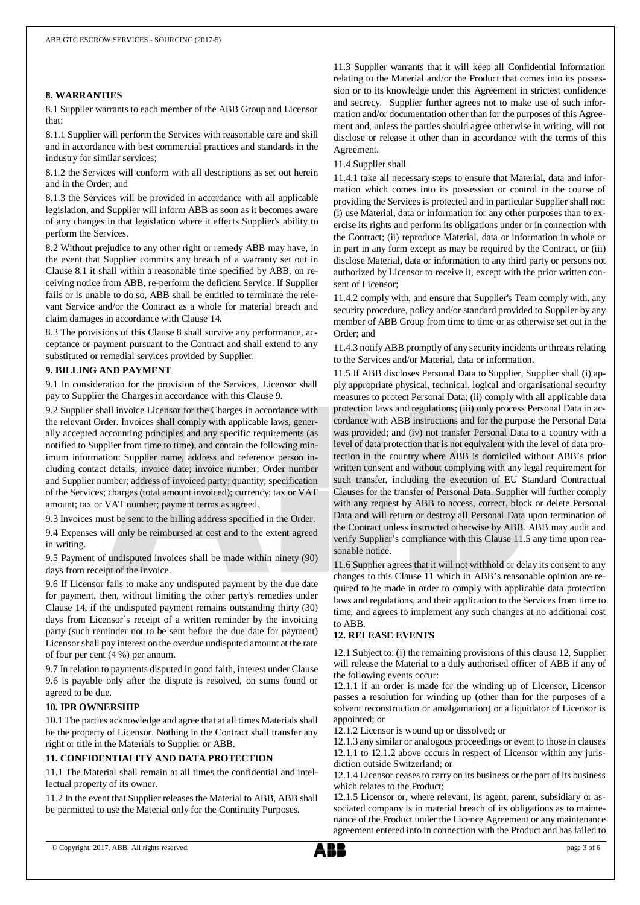**8. WARRANTIES**

8.1 Supplier warrants to each member of the ABB Group and Licensor that:

8.1.1 Supplier will perform the Services with reasonable care and skill and in accordance with best commercial practices and standards in the industry for similar services;

8.1.2 the Services will conform with all descriptions as set out herein and in the Order; and

8.1.3 the Services will be provided in accordance with all applicable legislation, and Supplier will inform ABB as soon as it becomes aware of any changes in that legislation where it effects Supplier's ability to perform the Services.

8.2 Without prejudice to any other right or remedy ABB may have, in the event that Supplier commits any breach of a warranty set out in Clause 8.1 it shall within a reasonable time specified by ABB, on receiving notice from ABB, re-perform the deficient Service. If Supplier fails or is unable to do so, ABB shall be entitled to terminate the relevant Service and/or the Contract as a whole for material breach and claim damages in accordance with Clause 14.

8.3 The provisions of this Clause 8 shall survive any performance, acceptance or payment pursuant to the Contract and shall extend to any substituted or remedial services provided by Supplier.

**9. BILLING AND PAYMENT**

9.1 In consideration for the provision of the Services, Licensor shall pay to Supplier the Charges in accordance with this Clause 9.

9.2 Supplier shall invoice Licensor for the Charges in accordance with the relevant Order. Invoices shall comply with applicable laws, generally accepted accounting principles and any specific requirements (as notified to Supplier from time to time), and contain the following minimum information: Supplier name, address and reference person including contact details; invoice date; invoice number; Order number and Supplier number; address of invoiced party; quantity; specification of the Services; charges (total amount invoiced); currency; tax or VAT amount; tax or VAT number; payment terms as agreed.

9.3 Invoices must be sent to the billing address specified in the Order.

9.4 Expenses will only be reimbursed at cost and to the extent agreed in writing.

9.5 Payment of undisputed invoices shall be made within ninety (90) days from receipt of the invoice.

9.6 If Licensor fails to make any undisputed payment by the due date for payment, then, without limiting the other party's remedies under Clause 14, if the undisputed payment remains outstanding thirty (30) days from Licensor`s receipt of a written reminder by the invoicing party (such reminder not to be sent before the due date for payment) Licensor shall pay interest on the overdue undisputed amount at the rate of four per cent (4 %) per annum.

9.7 In relation to payments disputed in good faith, interest under Clause 9.6 is payable only after the dispute is resolved, on sums found or agreed to be due.

**10. IPR OWNERSHIP**

10.1 The parties acknowledge and agree that at all times Materials shall be the property of Licensor. Nothing in the Contract shall transfer any right or title in the Materials to Supplier or ABB.

**11. CONFIDENTIALITY AND DATA PROTECTION**

11.1 The Material shall remain at all times the confidential and intellectual property of its owner.

11.2 In the event that Supplier releases the Material to ABB, ABB shall be permitted to use the Material only for the Continuity Purposes.

11.3 Supplier warrants that it will keep all Confidential Information relating to the Material and/or the Product that comes into its possession or to its knowledge under this Agreement in strictest confidence and secrecy. Supplier further agrees not to make use of such information and/or documentation other than for the purposes of this Agreement and, unless the parties should agree otherwise in writing, will not disclose or release it other than in accordance with the terms of this Agreement.

11.4 Supplier shall

11.4.1 take all necessary steps to ensure that Material, data and information which comes into its possession or control in the course of providing the Services is protected and in particular Supplier shall not: (i) use Material, data or information for any other purposes than to exercise its rights and perform its obligations under or in connection with the Contract; (ii) reproduce Material, data or information in whole or in part in any form except as may be required by the Contract, or (iii) disclose Material, data or information to any third party or persons not authorized by Licensor to receive it, except with the prior written consent of Licensor;

11.4.2 comply with, and ensure that Supplier's Team comply with, any security procedure, policy and/or standard provided to Supplier by any member of ABB Group from time to time or as otherwise set out in the Order; and

11.4.3 notify ABB promptly of any security incidents or threats relating to the Services and/or Material, data or information.

11.5 If ABB discloses Personal Data to Supplier, Supplier shall (i) apply appropriate physical, technical, logical and organisational security measures to protect Personal Data; (ii) comply with all applicable data protection laws and regulations; (iii) only process Personal Data in accordance with ABB instructions and for the purpose the Personal Data was provided; and (iv) not transfer Personal Data to a country with a level of data protection that is not equivalent with the level of data protection in the country where ABB is domiciled without ABB's prior written consent and without complying with any legal requirement for such transfer, including the execution of EU Standard Contractual Clauses for the transfer of Personal Data. Supplier will further comply with any request by ABB to access, correct, block or delete Personal Data and will return or destroy all Personal Data upon termination of the Contract unless instructed otherwise by ABB. ABB may audit and verify Supplier's compliance with this Clause 11.5 any time upon reasonable notice.

11.6 Supplier agrees that it will not withhold or delay its consent to any changes to this Clause 11 which in ABB's reasonable opinion are required to be made in order to comply with applicable data protection laws and regulations, and their application to the Services from time to time, and agrees to implement any such changes at no additional cost to ABB.

**12. RELEASE EVENTS**

12.1 Subject to: (i) the remaining provisions of this clause 12, Supplier will release the Material to a duly authorised officer of ABB if any of the following events occur:

12.1.1 if an order is made for the winding up of Licensor, Licensor passes a resolution for winding up (other than for the purposes of a solvent reconstruction or amalgamation) or a liquidator of Licensor is appointed; or

12.1.2 Licensor is wound up or dissolved; or

12.1.3 any similar or analogous proceedings or event to those in clauses 12.1.1 to 12.1.2 above occurs in respect of Licensor within any jurisdiction outside Switzerland; or

12.1.4 Licensor ceases to carry on its business or the part of its business which relates to the Product;

12.1.5 Licensor or, where relevant, its agent, parent, subsidiary or associated company is in material breach of its obligations as to maintenance of the Product under the Licence Agreement or any maintenance agreement entered into in connection with the Product and has failed to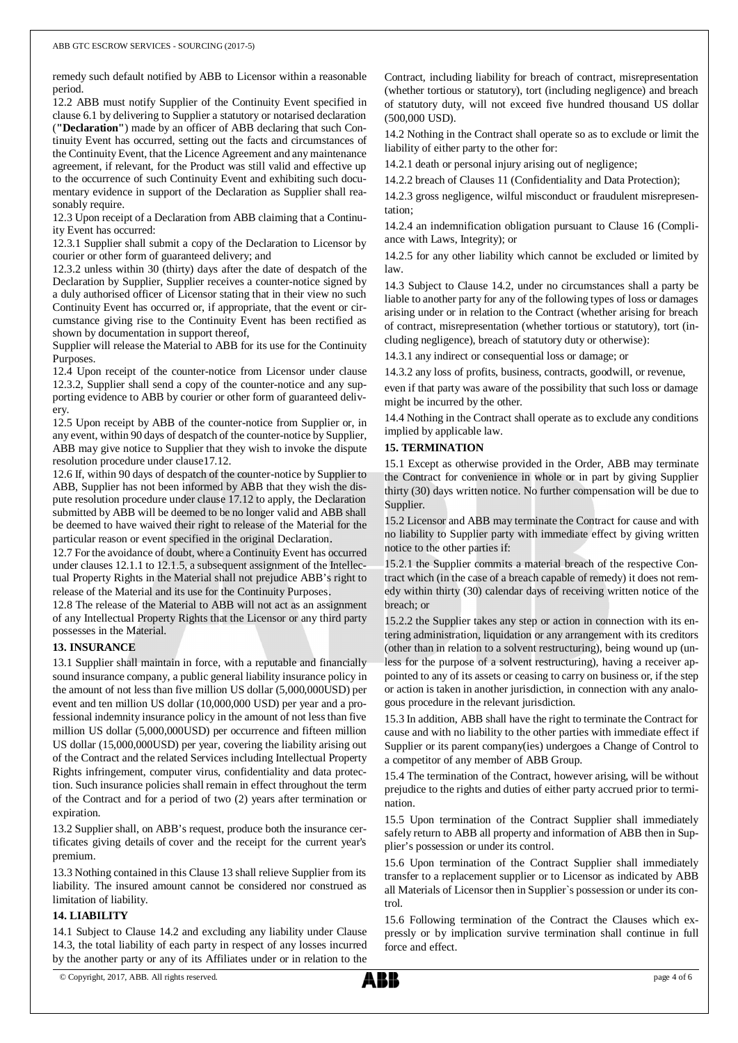remedy such default notified by ABB to Licensor within a reasonable period.

12.2 ABB must notify Supplier of the Continuity Event specified in clause 6.1 by delivering to Supplier a statutory or notarised declaration (**"Declaration"**) made by an officer of ABB declaring that such Continuity Event has occurred, setting out the facts and circumstances of the Continuity Event, that the Licence Agreement and any maintenance agreement, if relevant, for the Product was still valid and effective up to the occurrence of such Continuity Event and exhibiting such documentary evidence in support of the Declaration as Supplier shall reasonably require.

12.3 Upon receipt of a Declaration from ABB claiming that a Continuity Event has occurred:

12.3.1 Supplier shall submit a copy of the Declaration to Licensor by courier or other form of guaranteed delivery; and

12.3.2 unless within 30 (thirty) days after the date of despatch of the Declaration by Supplier, Supplier receives a counter-notice signed by a duly authorised officer of Licensor stating that in their view no such Continuity Event has occurred or, if appropriate, that the event or circumstance giving rise to the Continuity Event has been rectified as shown by documentation in support thereof,

Supplier will release the Material to ABB for its use for the Continuity Purposes.

12.4 Upon receipt of the counter-notice from Licensor under clause 12.3.2, Supplier shall send a copy of the counter-notice and any supporting evidence to ABB by courier or other form of guaranteed delivery.

12.5 Upon receipt by ABB of the counter-notice from Supplier or, in any event, within 90 days of despatch of the counter-notice by Supplier, ABB may give notice to Supplier that they wish to invoke the dispute resolution procedure under clause17.12.

12.6 If, within 90 days of despatch of the counter-notice by Supplier to ABB, Supplier has not been informed by ABB that they wish the dispute resolution procedure under clause 17.12 to apply, the Declaration submitted by ABB will be deemed to be no longer valid and ABB shall be deemed to have waived their right to release of the Material for the particular reason or event specified in the original Declaration.

12.7 For the avoidance of doubt, where a Continuity Event has occurred under clauses 12.1.1 to 12.1.5, a subsequent assignment of the Intellectual Property Rights in the Material shall not prejudice ABB's right to release of the Material and its use for the Continuity Purposes.

12.8 The release of the Material to ABB will not act as an assignment of any Intellectual Property Rights that the Licensor or any third party possesses in the Material.

## 13. INSURANCE

13.1 Supplier shall maintain in force, with a reputable and financially sound insurance company, a public general liability insurance policy in the amount of not less than five million US dollar (5,000,000USD) per event and ten million US dollar (10,000,000 USD) per year and a professional indemnity insurance policy in the amount of not less than five million US dollar (5,000,000USD) per occurrence and fifteen million US dollar (15,000,000USD) per year, covering the liability arising out of the Contract and the related Services including Intellectual Property Rights infringement, computer virus, confidentiality and data protection. Such insurance policies shall remain in effect throughout the term of the Contract and for a period of two (2) years after termination or expiration.

13.2 Supplier shall, on ABB's request, produce both the insurance certificates giving details of cover and the receipt for the current year's premium.

13.3 Nothing contained in this Clause 13 shall relieve Supplier from its liability. The insured amount cannot be considered nor construed as limitation of liability.

## 14. LIABILITY

14.1 Subject to Clause 14.2 and excluding any liability under Clause 14.3, the total liability of each party in respect of any losses incurred by the another party or any of its Affiliates under or in relation to the Contract, including liability for breach of contract, misrepresentation (whether tortious or statutory), tort (including negligence) and breach of statutory duty, will not exceed five hundred thousand US dollar (500,000 USD).

14.2 Nothing in the Contract shall operate so as to exclude or limit the liability of either party to the other for:

14.2.1 death or personal injury arising out of negligence;

14.2.2 breach of Clauses 11 (Confidentiality and Data Protection);

14.2.3 gross negligence, wilful misconduct or fraudulent misrepresentation;

14.2.4 an indemnification obligation pursuant to Clause 16 (Compliance with Laws, Integrity); or

14.2.5 for any other liability which cannot be excluded or limited by law.

14.3 Subject to Clause 14.2, under no circumstances shall a party be liable to another party for any of the following types of loss or damages arising under or in relation to the Contract (whether arising for breach of contract, misrepresentation (whether tortious or statutory), tort (including negligence), breach of statutory duty or otherwise):

14.3.1 any indirect or consequential loss or damage; or

14.3.2 any loss of profits, business, contracts, goodwill, or revenue,

even if that party was aware of the possibility that such loss or damage might be incurred by the other.

14.4 Nothing in the Contract shall operate as to exclude any conditions implied by applicable law.

## 15. TERMINATION

15.1 Except as otherwise provided in the Order, ABB may terminate the Contract for convenience in whole or in part by giving Supplier thirty (30) days written notice. No further compensation will be due to Supplier.

15.2 Licensor and ABB may terminate the Contract for cause and with no liability to Supplier party with immediate effect by giving written notice to the other parties if:

15.2.1 the Supplier commits a material breach of the respective Contract which (in the case of a breach capable of remedy) it does not remedy within thirty (30) calendar days of receiving written notice of the breach; or

15.2.2 the Supplier takes any step or action in connection with its entering administration, liquidation or any arrangement with its creditors (other than in relation to a solvent restructuring), being wound up (unless for the purpose of a solvent restructuring), having a receiver appointed to any of its assets or ceasing to carry on business or, if the step or action is taken in another jurisdiction, in connection with any analogous procedure in the relevant jurisdiction.

15.3 In addition, ABB shall have the right to terminate the Contract for cause and with no liability to the other parties with immediate effect if Supplier or its parent company(ies) undergoes a Change of Control to a competitor of any member of ABB Group.

15.4 The termination of the Contract, however arising, will be without prejudice to the rights and duties of either party accrued prior to termination.

15.5 Upon termination of the Contract Supplier shall immediately safely return to ABB all property and information of ABB then in Supplier's possession or under its control.

15.6 Upon termination of the Contract Supplier shall immediately transfer to a replacement supplier or to Licensor as indicated by ABB all Materials of Licensor then in Supplier`s possession or under its control.

15.6 Following termination of the Contract the Clauses which expressly or by implication survive termination shall continue in full force and effect.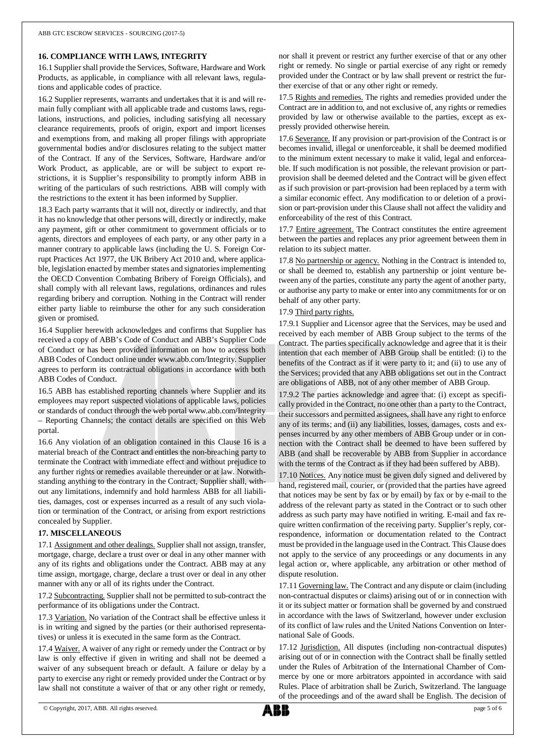## 16. COMPLIANCE WITH LAWS, INTEGRITY

16.1 Supplier shall provide the Services, Software, Hardware and Work Products, as applicable, in compliance with all relevant laws, regulations and applicable codes of practice.

16.2 Supplier represents, warrants and undertakes that it is and will remain fully compliant with all applicable trade and customs laws, regulations, instructions, and policies, including satisfying all necessary clearance requirements, proofs of origin, export and import licenses and exemptions from, and making all proper filings with appropriate governmental bodies and/or disclosures relating to the subject matter of the Contract. If any of the Services, Software, Hardware and/or Work Product, as applicable, are or will be subject to export restrictions, it is Supplier's responsibility to promptly inform ABB in writing of the particulars of such restrictions. ABB will comply with the restrictions to the extent it has been informed by Supplier.

18.3 Each party warrants that it will not, directly or indirectly, and that it has no knowledge that other persons will, directly or indirectly, make any payment, gift or other commitment to government officials or to agents, directors and employees of each party, or any other party in a manner contrary to applicable laws (including the U. S. Foreign Corrupt Practices Act 1977, the UK Bribery Act 2010 and, where applicable, legislation enacted by member states and signatories implementing the OECD Convention Combating Bribery of Foreign Officials), and shall comply with all relevant laws, regulations, ordinances and rules regarding bribery and corruption. Nothing in the Contract will render either party liable to reimburse the other for any such consideration given or promised.

16.4 Supplier herewith acknowledges and confirms that Supplier has received a copy of ABB's Code of Conduct and ABB's Supplier Code of Conduct or has been provided information on how to access both ABB Codes of Conduct online under www.abb.com/Integrity. Supplier agrees to perform its contractual obligations in accordance with both ABB Codes of Conduct.

16.5 ABB has established reporting channels where Supplier and its employees may report suspected violations of applicable laws, policies or standards of conduct through the web portal www.abb.com/Integrity – Reporting Channels; the contact details are specified on this Web portal.

16.6 Any violation of an obligation contained in this Clause 16 is a material breach of the Contract and entitles the non-breaching party to terminate the Contract with immediate effect and without prejudice to any further rights or remedies available thereunder or at law. Notwithstanding anything to the contrary in the Contract, Supplier shall, without any limitations, indemnify and hold harmless ABB for all liabilities, damages, cost or expenses incurred as a result of any such violation or termination of the Contract, or arising from export restrictions concealed by Supplier.

## 17. MISCELLANEOUS

17.1 Assignment and other dealings. Supplier shall not assign, transfer, mortgage, charge, declare a trust over or deal in any other manner with any of its rights and obligations under the Contract. ABB may at any time assign, mortgage, charge, declare a trust over or deal in any other manner with any or all of its rights under the Contract.

17.2 Subcontracting. Supplier shall not be permitted to sub-contract the performance of its obligations under the Contract.

17.3 Variation. No variation of the Contract shall be effective unless it is in writing and signed by the parties (or their authorised representatives) or unless it is executed in the same form as the Contract.

17.4 Waiver. A waiver of any right or remedy under the Contract or by law is only effective if given in writing and shall not be deemed a waiver of any subsequent breach or default. A failure or delay by a party to exercise any right or remedy provided under the Contract or by law shall not constitute a waiver of that or any other right or remedy, nor shall it prevent or restrict any further exercise of that or any other right or remedy. No single or partial exercise of any right or remedy provided under the Contract or by law shall prevent or restrict the further exercise of that or any other right or remedy.

17.5 Rights and remedies. The rights and remedies provided under the Contract are in addition to, and not exclusive of, any rights or remedies provided by law or otherwise available to the parties, except as expressly provided otherwise herein.

17.6 Severance. If any provision or part-provision of the Contract is or becomes invalid, illegal or unenforceable, it shall be deemed modified to the minimum extent necessary to make it valid, legal and enforceable. If such modification is not possible, the relevant provision or part-provision shall be deemed deleted and the Contract will be given effect as if such provision or part-provision had been replaced by a term with a similar economic effect. Any modification to or deletion of a provision or part-provision under this Clause shall not affect the validity and enforceability of the rest of this Contract.

17.7 Entire agreement. The Contract constitutes the entire agreement between the parties and replaces any prior agreement between them in relation to its subject matter.

17.8 No partnership or agency. Nothing in the Contract is intended to, or shall be deemed to, establish any partnership or joint venture between any of the parties, constitute any party the agent of another party, or authorise any party to make or enter into any commitments for or on behalf of any other party.

17.9 Third party rights.

17.9.1 Supplier and Licensor agree that the Services, may be used and received by each member of ABB Group subject to the terms of the Contract. The parties specifically acknowledge and agree that it is their intention that each member of ABB Group shall be entitled: (i) to the benefits of the Contract as if it were party to it; and (ii) to use any of the Services; provided that any ABB obligations set out in the Contract are obligations of ABB, not of any other member of ABB Group.

17.9.2 The parties acknowledge and agree that: (i) except as specifically provided in the Contract, no one other than a party to the Contract, their successors and permitted assignees, shall have any right to enforce any of its terms; and (ii) any liabilities, losses, damages, costs and expenses incurred by any other members of ABB Group under or in connection with the Contract shall be deemed to have been suffered by ABB (and shall be recoverable by ABB from Supplier in accordance with the terms of the Contract as if they had been suffered by ABB).

17.10 Notices. Any notice must be given duly signed and delivered by hand, registered mail, courier, or (provided that the parties have agreed that notices may be sent by fax or by email) by fax or by e-mail to the address of the relevant party as stated in the Contract or to such other address as such party may have notified in writing. E-mail and fax require written confirmation of the receiving party. Supplier's reply, correspondence, information or documentation related to the Contract must be provided in the language used in the Contract. This Clause does not apply to the service of any proceedings or any documents in any legal action or, where applicable, any arbitration or other method of dispute resolution.

17.11 Governing law. The Contract and any dispute or claim (including non-contractual disputes or claims) arising out of or in connection with it or its subject matter or formation shall be governed by and construed in accordance with the laws of Switzerland, however under exclusion of its conflict of law rules and the United Nations Convention on International Sale of Goods.

17.12 Jurisdiction. All disputes (including non-contractual disputes) arising out of or in connection with the Contract shall be finally settled under the Rules of Arbitration of the International Chamber of Commerce by one or more arbitrators appointed in accordance with said Rules. Place of arbitration shall be Zurich, Switzerland. The language of the proceedings and of the award shall be English. The decision of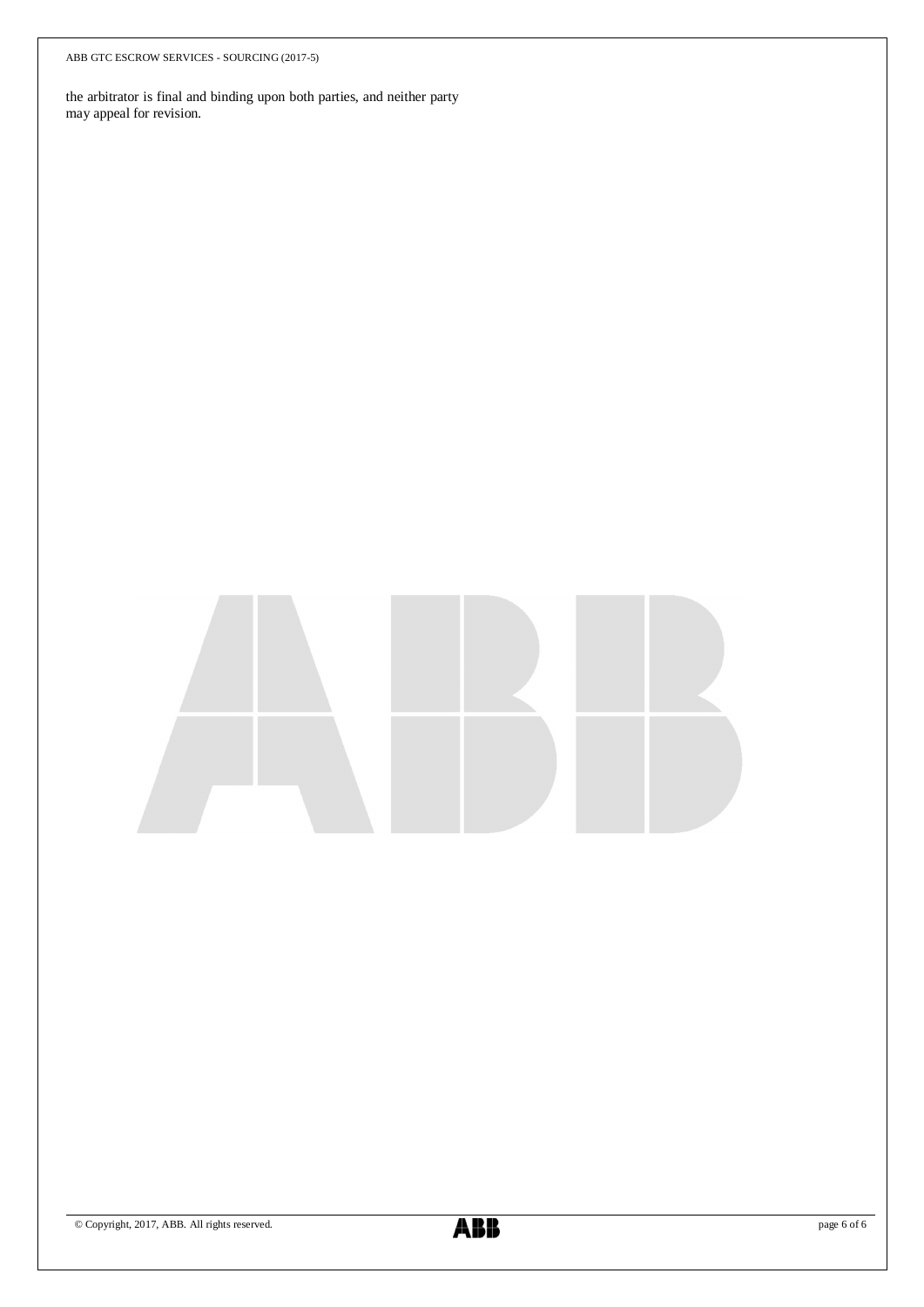the arbitrator is final and binding upon both parties, and neither party may appeal for revision.